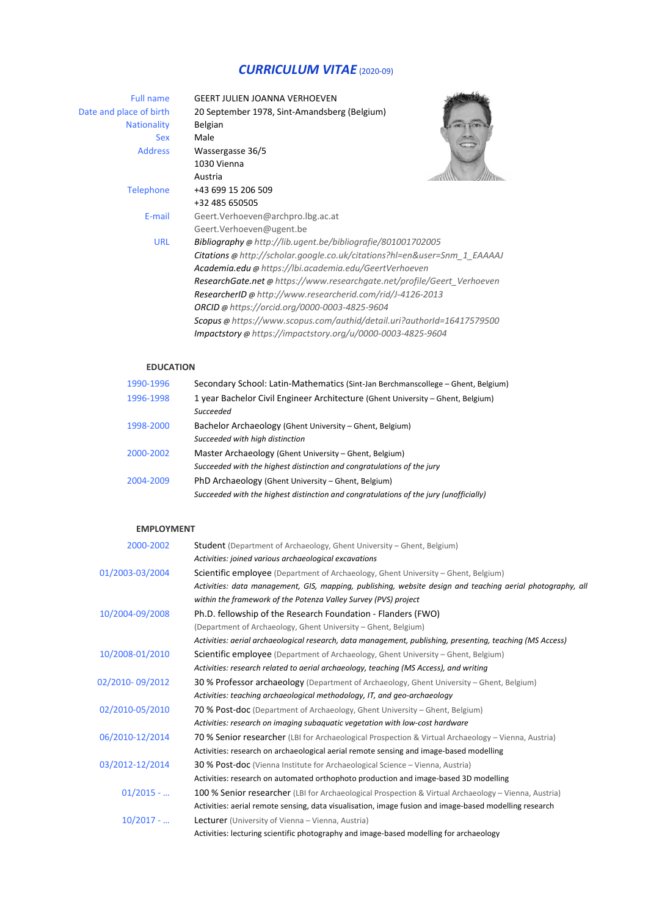# *CURRICULUM VITAE* (2020-09)

| | |
|---|---|
| Full name | GEERT JULIEN JOANNA VERHOEVEN |
| Date and place of birth | 20 September 1978, Sint-Amandsberg (Belgium) |
| Nationality | Belgian |
| Sex | Male |
| Address | Wassergasse 36/5<br>1030 Vienna<br>Austria |
| Telephone | +43 699 15 206 509<br>+32 485 650505 |
| E-mail | Geert.Verhoeven@archpro.lbg.ac.at<br>Geert.Verhoeven@ugent.be |
| URL | ***Bibliography*** *@ http://lib.ugent.be/bibliografie/801001702005*<br>***Citations*** *@ http://scholar.google.co.uk/citations?hl=en&user=Snm_1_EAAAAJ*<br>***Academia.edu*** *@ https://lbi.academia.edu/GeertVerhoeven*<br>***ResearchGate.net*** *@ https://www.researchgate.net/profile/Geert_Verhoeven*<br>***ResearcherID*** *@ http://www.researcherid.com/rid/J-4126-2013*<br>***ORCID*** *@ https://orcid.org/0000-0003-4825-9604*<br>***Scopus*** *@ https://www.scopus.com/authid/detail.uri?authorId=16417579500*<br>***Impactstory*** *@ https://impactstory.org/u/0000-0003-4825-9604* |

## EDUCATION

**1990-1996** Secondary School: Latin-Mathematics (Sint-Jan Berchmanscollege – Ghent, Belgium)

**1996-1998** 1 year Bachelor Civil Engineer Architecture (Ghent University – Ghent, Belgium)
*Succeeded*

**1998-2000** Bachelor Archaeology (Ghent University – Ghent, Belgium)
*Succeeded with high distinction*

**2000-2002** Master Archaeology (Ghent University – Ghent, Belgium)
*Succeeded with the highest distinction and congratulations of the jury*

**2004-2009** PhD Archaeology (Ghent University – Ghent, Belgium)
*Succeeded with the highest distinction and congratulations of the jury (unofficially)*

## EMPLOYMENT

**2000-2002** Student (Department of Archaeology, Ghent University – Ghent, Belgium)
*Activities: joined various archaeological excavations*

**01/2003-03/2004** Scientific employee (Department of Archaeology, Ghent University – Ghent, Belgium)
*Activities: data management, GIS, mapping, publishing, website design and teaching aerial photography, all within the framework of the Potenza Valley Survey (PVS) project*

**10/2004-09/2008** Ph.D. fellowship of the Research Foundation - Flanders (FWO)
(Department of Archaeology, Ghent University – Ghent, Belgium)
*Activities: aerial archaeological research, data management, publishing, presenting, teaching (MS Access)*

**10/2008-01/2010** Scientific employee (Department of Archaeology, Ghent University – Ghent, Belgium)
*Activities: research related to aerial archaeology, teaching (MS Access), and writing*

**02/2010- 09/2012** 30 % Professor archaeology (Department of Archaeology, Ghent University – Ghent, Belgium)
*Activities: teaching archaeological methodology, IT, and geo-archaeology*

**02/2010-05/2010** 70 % Post-doc (Department of Archaeology, Ghent University – Ghent, Belgium)
*Activities: research on imaging subaquatic vegetation with low-cost hardware*

**06/2010-12/2014** 70 % Senior researcher (LBI for Archaeological Prospection & Virtual Archaeology – Vienna, Austria)
Activities: research on archaeological aerial remote sensing and image-based modelling

**03/2012-12/2014** 30 % Post-doc (Vienna Institute for Archaeological Science – Vienna, Austria)
Activities: research on automated orthophoto production and image-based 3D modelling

**01/2015 - …** 100 % Senior researcher (LBI for Archaeological Prospection & Virtual Archaeology – Vienna, Austria)
Activities: aerial remote sensing, data visualisation, image fusion and image-based modelling research

**10/2017 - …** Lecturer (University of Vienna – Vienna, Austria)
Activities: lecturing scientific photography and image-based modelling for archaeology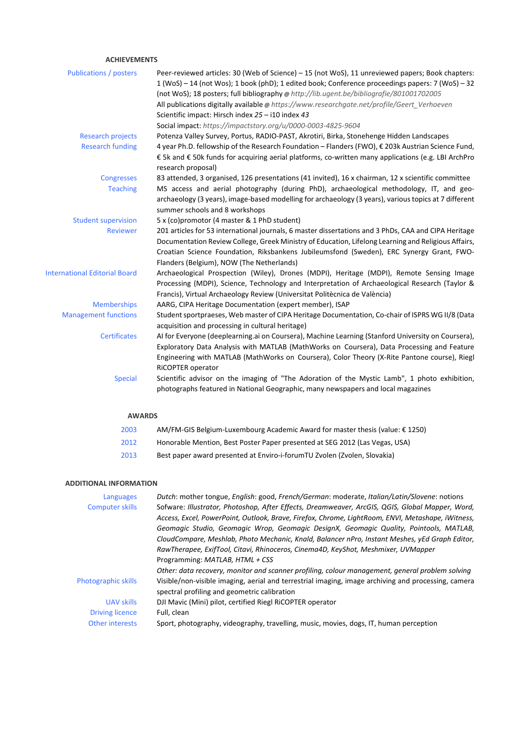## ACHIEVEMENTS

| | |
|---|---|
| Publications / posters | Peer-reviewed articles: 30 (Web of Science) – 15 (not WoS), 11 unreviewed papers; Book chapters: 1 (WoS) – 14 (not Wos); 1 book (phD); 1 edited book; Conference proceedings papers: 7 (WoS) – 32 (not WoS); 18 posters; full bibliography @ *http://lib.ugent.be/bibliografie/801001702005*<br>All publications digitally available @ *https://www.researchgate.net/profile/Geert_Verhoeven*<br>Scientific impact: Hirsch index *25* – i10 index *43*<br>Social impact: *https://impactstory.org/u/0000-0003-4825-9604* |
| Research projects | Potenza Valley Survey, Portus, RADIO-PAST, Akrotiri, Birka, Stonehenge Hidden Landscapes |
| Research funding | 4 year Ph.D. fellowship of the Research Foundation – Flanders (FWO), € 203k Austrian Science Fund, € 5k and € 50k funds for acquiring aerial platforms, co-written many applications (e.g. LBI ArchPro research proposal) |
| Congresses | 83 attended, 3 organised, 126 presentations (41 invited), 16 x chairman, 12 x scientific committee |
| Teaching | MS access and aerial photography (during PhD), archaeological methodology, IT, and geo-archaeology (3 years), image-based modelling for archaeology (3 years), various topics at 7 different summer schools and 8 workshops |
| Student supervision | 5 x (co)promotor (4 master & 1 PhD student) |
| Reviewer | 201 articles for 53 international journals, 6 master dissertations and 3 PhDs, CAA and CIPA Heritage Documentation Review College, Greek Ministry of Education, Lifelong Learning and Religious Affairs, Croatian Science Foundation, Riksbankens Jubileumsfond (Sweden), ERC Synergy Grant, FWO-Flanders (Belgium), NOW (The Netherlands) |
| International Editorial Board | Archaeological Prospection (Wiley), Drones (MDPI), Heritage (MDPI), Remote Sensing Image Processing (MDPI), Science, Technology and Interpretation of Archaeological Research (Taylor & Francis), Virtual Archaeology Review (Universitat Politècnica de València) |
| Memberships | AARG, CIPA Heritage Documentation (expert member), ISAP |
| Management functions | Student sportpraeses, Web master of CIPA Heritage Documentation, Co-chair of ISPRS WG II/8 (Data acquisition and processing in cultural heritage) |
| Certificates | AI for Everyone (deeplearning.ai on Coursera), Machine Learning (Stanford University on Coursera), Exploratory Data Analysis with MATLAB (MathWorks on Coursera), Data Processing and Feature Engineering with MATLAB (MathWorks on Coursera), Color Theory (X-Rite Pantone course), Riegl RiCOPTER operator |
| Special | Scientific advisor on the imaging of "The Adoration of the Mystic Lamb", 1 photo exhibition, photographs featured in National Geographic, many newspapers and local magazines |

## AWARDS

| | |
|---|---|
| 2003 | AM/FM-GIS Belgium-Luxembourg Academic Award for master thesis (value: € 1250) |
| 2012 | Honorable Mention, Best Poster Paper presented at SEG 2012 (Las Vegas, USA) |
| 2013 | Best paper award presented at Enviro-i-forumTU Zvolen (Zvolen, Slovakia) |

## ADDITIONAL INFORMATION

| | |
|---|---|
| Languages | *Dutch*: mother tongue, *English*: good, *French/German*: moderate, *Italian/Latin/Slovene*: notions |
| Computer skills | Sofware: *Illustrator, Photoshop, After Effects, Dreamweaver, ArcGIS, QGIS, Global Mapper, Word, Access, Excel, PowerPoint, Outlook, Brave, Firefox, Chrome, LightRoom, ENVI, Metashape, iWitness, Geomagic Studio, Geomagic Wrop, Geomagic DesignX, Geomagic Quality, Pointools, MATLAB, CloudCompare, Meshlab, Photo Mechanic, Knald, Balancer nPro, Instant Meshes, yEd Graph Editor, RawTherapee, ExifTool, Citavi, Rhinoceros, Cinema4D, KeyShot, Meshmixer, UVMapper*<br>Programming: *MATLAB, HTML + CSS*<br>*Other: data recovery, monitor and scanner profiling, colour management, general problem solving* |
| Photographic skills | Visible/non-visible imaging, aerial and terrestrial imaging, image archiving and processing, camera spectral profiling and geometric calibration |
| UAV skills | DJI Mavic (Mini) pilot, certified Riegl RiCOPTER operator |
| Driving licence | Full, clean |
| Other interests | Sport, photography, videography, travelling, music, movies, dogs, IT, human perception |